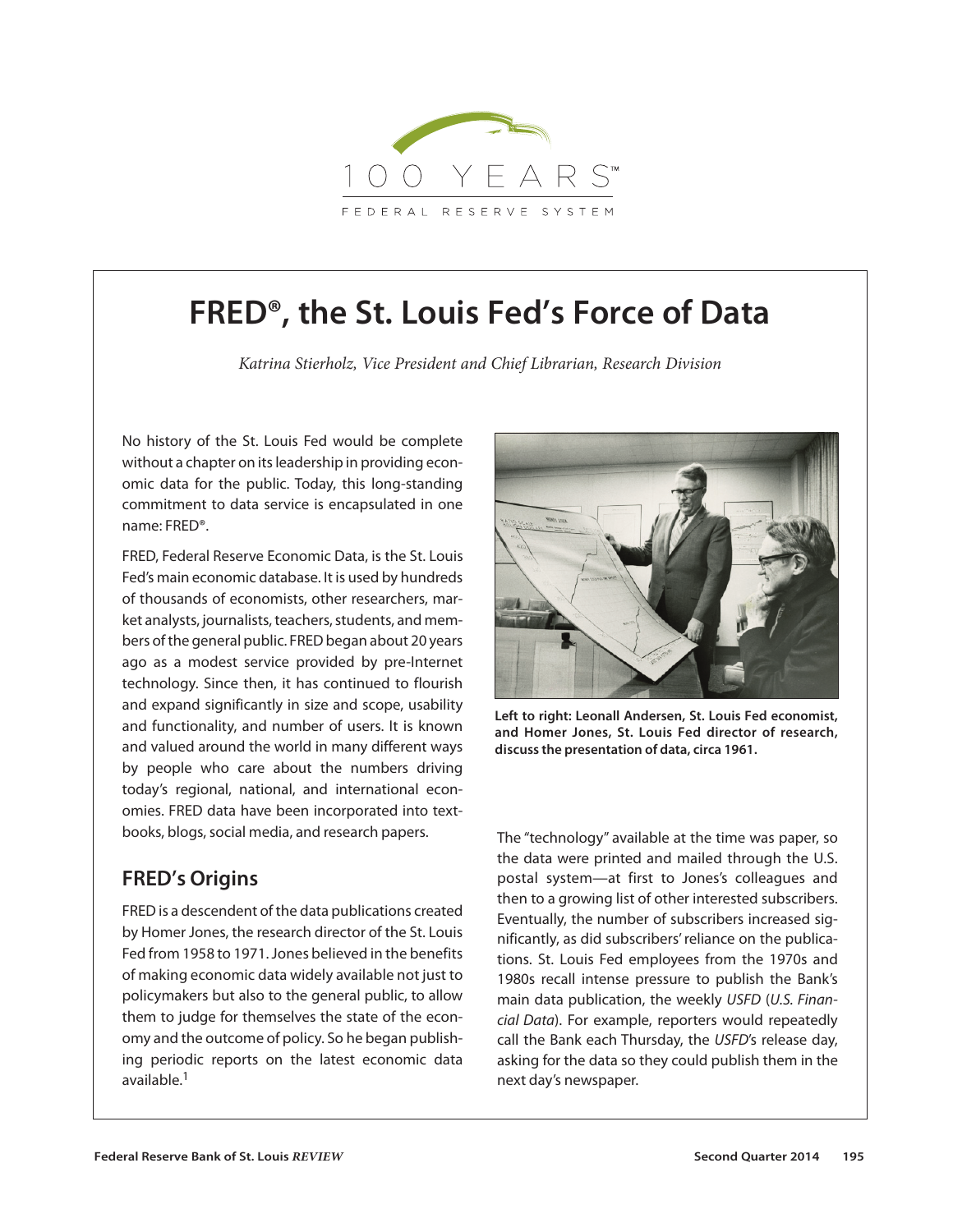# FRED®, the St. Louis Fed's Force of Data

*Katrina Stierholz, Vice President and Chief Librarian, Research Division*

No history of the St. Louis Fed would be complete without a chapter on its leadership in providing economic data for the public. Today, this long-standing commitment to data service is encapsulated in one name: FRED®.

FRED, Federal Reserve Economic Data, is the St. Louis Fed's main economic database. It is used by hundreds of thousands of economists, other researchers, market analysts, journalists, teachers, students, and members of the general public. FRED began about 20 years ago as a modest service provided by pre-Internet technology. Since then, it has continued to flourish and expand significantly in size and scope, usability and functionality, and number of users. It is known and valued around the world in many different ways by people who care about the numbers driving today's regional, national, and international economies. FRED data have been incorporated into textbooks, blogs, social media, and research papers.

**Left to right: Leonall Andersen, St. Louis Fed economist, and Homer Jones, St. Louis Fed director of research, discuss the presentation of data, circa 1961.**

## FRED's Origins

FRED is a descendent of the data publications created by Homer Jones, the research director of the St. Louis Fed from 1958 to 1971. Jones believed in the benefits of making economic data widely available not just to policymakers but also to the general public, to allow them to judge for themselves the state of the economy and the outcome of policy. So he began publishing periodic reports on the latest economic data available.[1]

The "technology" available at the time was paper, so the data were printed and mailed through the U.S. postal system—at first to Jones's colleagues and then to a growing list of other interested subscribers. Eventually, the number of subscribers increased significantly, as did subscribers' reliance on the publications. St. Louis Fed employees from the 1970s and 1980s recall intense pressure to publish the Bank's main data publication, the weekly *USFD* (*U.S. Financial Data*). For example, reporters would repeatedly call the Bank each Thursday, the *USFD*'s release day, asking for the data so they could publish them in the next day's newspaper.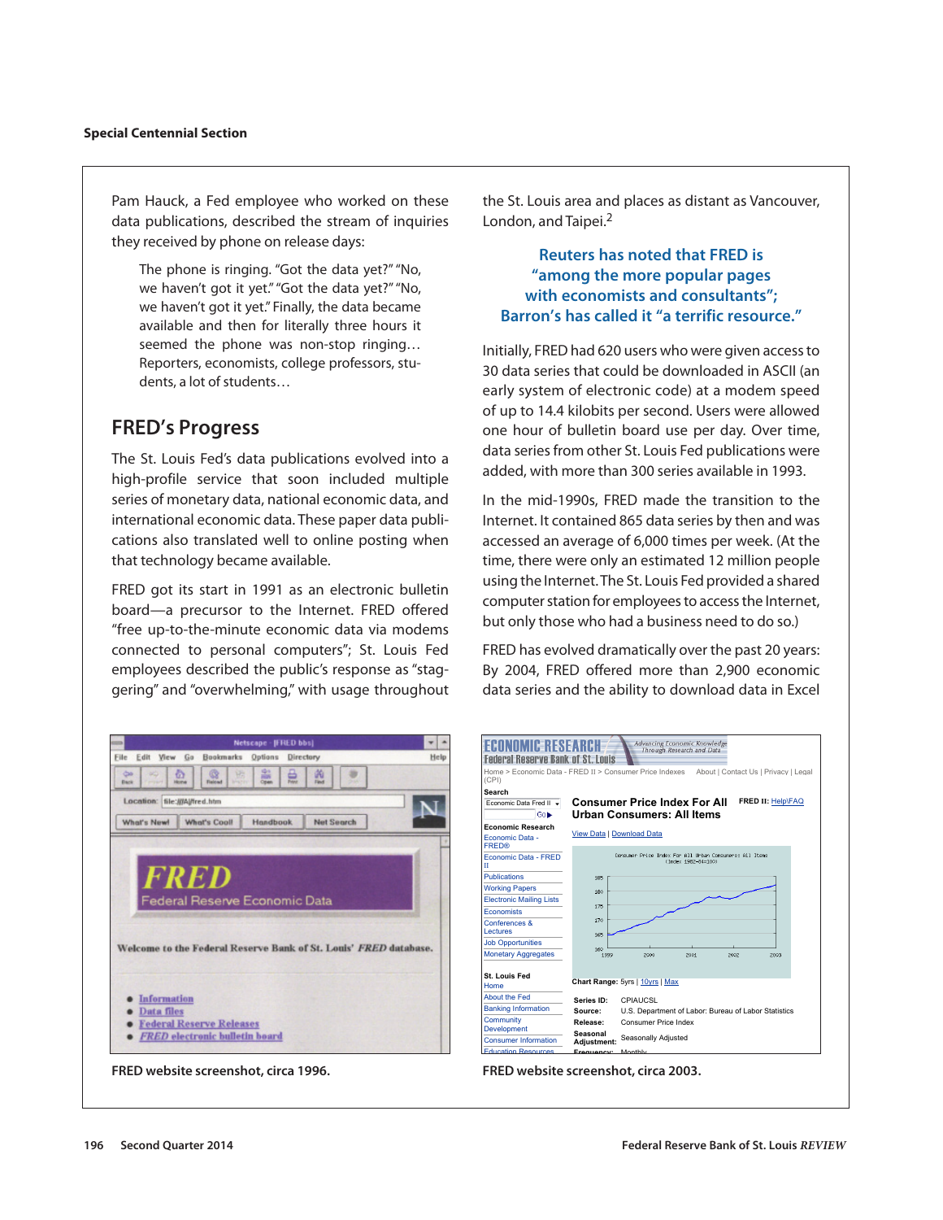Pam Hauck, a Fed employee who worked on these data publications, described the stream of inquiries they received by phone on release days:

> The phone is ringing. "Got the data yet?" "No, we haven't got it yet." "Got the data yet?" "No, we haven't got it yet." Finally, the data became available and then for literally three hours it seemed the phone was non-stop ringing… Reporters, economists, college professors, students, a lot of students…

## FRED's Progress

The St. Louis Fed's data publications evolved into a high-profile service that soon included multiple series of monetary data, national economic data, and international economic data. These paper data publications also translated well to online posting when that technology became available.

FRED got its start in 1991 as an electronic bulletin board—a precursor to the Internet. FRED offered "free up-to-the-minute economic data via modems connected to personal computers"; St. Louis Fed employees described the public's response as "staggering" and "overwhelming," with usage throughout the St. Louis area and places as distant as Vancouver, London, and Taipei.[2]

**Reuters has noted that FRED is "among the more popular pages with economists and consultants"; Barron's has called it "a terrific resource."**

Initially, FRED had 620 users who were given access to 30 data series that could be downloaded in ASCII (an early system of electronic code) at a modem speed of up to 14.4 kilobits per second. Users were allowed one hour of bulletin board use per day. Over time, data series from other St. Louis Fed publications were added, with more than 300 series available in 1993.

In the mid-1990s, FRED made the transition to the Internet. It contained 865 data series by then and was accessed an average of 6,000 times per week. (At the time, there were only an estimated 12 million people using the Internet. The St. Louis Fed provided a shared computer station for employees to access the Internet, but only those who had a business need to do so.)

FRED has evolved dramatically over the past 20 years: By 2004, FRED offered more than 2,900 economic data series and the ability to download data in Excel

FRED website screenshot, circa 1996.

FRED website screenshot, circa 2003.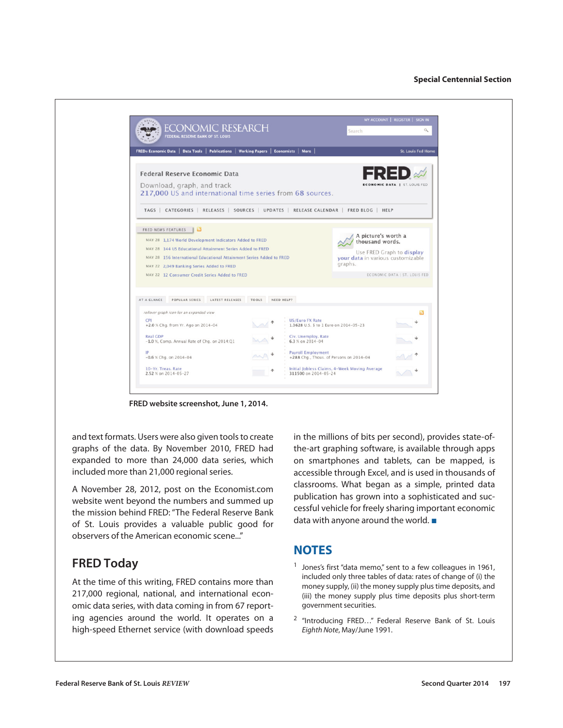FRED website screenshot, June 1, 2014.

and text formats. Users were also given tools to create graphs of the data. By November 2010, FRED had expanded to more than 24,000 data series, which included more than 21,000 regional series.

A November 28, 2012, post on the Economist.com website went beyond the numbers and summed up the mission behind FRED: "The Federal Reserve Bank of St. Louis provides a valuable public good for observers of the American economic scene..."

## FRED Today

At the time of this writing, FRED contains more than 217,000 regional, national, and international economic data series, with data coming in from 67 reporting agencies around the world. It operates on a high-speed Ethernet service (with download speeds in the millions of bits per second), provides state-of-the-art graphing software, is available through apps on smartphones and tablets, can be mapped, is accessible through Excel, and is used in thousands of classrooms. What began as a simple, printed data publication has grown into a sophisticated and successful vehicle for freely sharing important economic data with anyone around the world. ■

## NOTES

[1] Jones's first "data memo," sent to a few colleagues in 1961, included only three tables of data: rates of change of (i) the money supply, (ii) the money supply plus time deposits, and (iii) the money supply plus time deposits plus short-term government securities.

[2] "Introducing FRED…" Federal Reserve Bank of St. Louis *Eighth Note*, May/June 1991.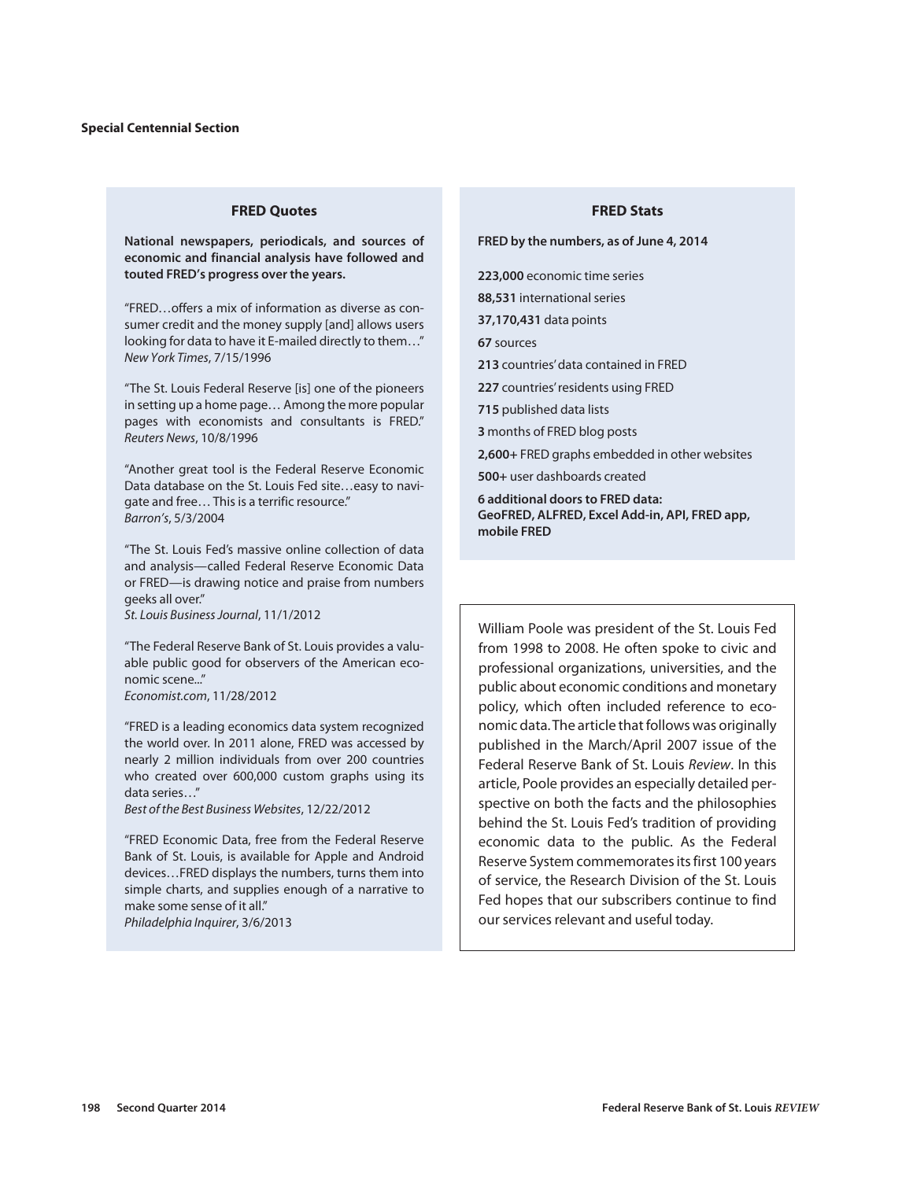**Special Centennial Section**

### FRED Quotes

**National newspapers, periodicals, and sources of economic and financial analysis have followed and touted FRED's progress over the years.**

"FRED…offers a mix of information as diverse as consumer credit and the money supply [and] allows users looking for data to have it E-mailed directly to them…"
*New York Times*, 7/15/1996

"The St. Louis Federal Reserve [is] one of the pioneers in setting up a home page… Among the more popular pages with economists and consultants is FRED."
*Reuters News*, 10/8/1996

"Another great tool is the Federal Reserve Economic Data database on the St. Louis Fed site…easy to navigate and free… This is a terrific resource."
*Barron's*, 5/3/2004

"The St. Louis Fed's massive online collection of data and analysis—called Federal Reserve Economic Data or FRED—is drawing notice and praise from numbers geeks all over."
*St. Louis Business Journal*, 11/1/2012

"The Federal Reserve Bank of St. Louis provides a valuable public good for observers of the American economic scene..."
*Economist.com*, 11/28/2012

"FRED is a leading economics data system recognized the world over. In 2011 alone, FRED was accessed by nearly 2 million individuals from over 200 countries who created over 600,000 custom graphs using its data series…"
*Best of the Best Business Websites*, 12/22/2012

"FRED Economic Data, free from the Federal Reserve Bank of St. Louis, is available for Apple and Android devices…FRED displays the numbers, turns them into simple charts, and supplies enough of a narrative to make some sense of it all."
*Philadelphia Inquirer*, 3/6/2013

### FRED Stats

**FRED by the numbers, as of June 4, 2014**

**223,000** economic time series

**88,531** international series

**37,170,431** data points

**67** sources

**213** countries' data contained in FRED

**227** countries' residents using FRED

**715** published data lists

**3** months of FRED blog posts

**2,600+** FRED graphs embedded in other websites

**500+** user dashboards created

**6 additional doors to FRED data: GeoFRED, ALFRED, Excel Add-in, API, FRED app, mobile FRED**

William Poole was president of the St. Louis Fed from 1998 to 2008. He often spoke to civic and professional organizations, universities, and the public about economic conditions and monetary policy, which often included reference to economic data. The article that follows was originally published in the March/April 2007 issue of the Federal Reserve Bank of St. Louis *Review*. In this article, Poole provides an especially detailed perspective on both the facts and the philosophies behind the St. Louis Fed's tradition of providing economic data to the public. As the Federal Reserve System commemorates its first 100 years of service, the Research Division of the St. Louis Fed hopes that our subscribers continue to find our services relevant and useful today.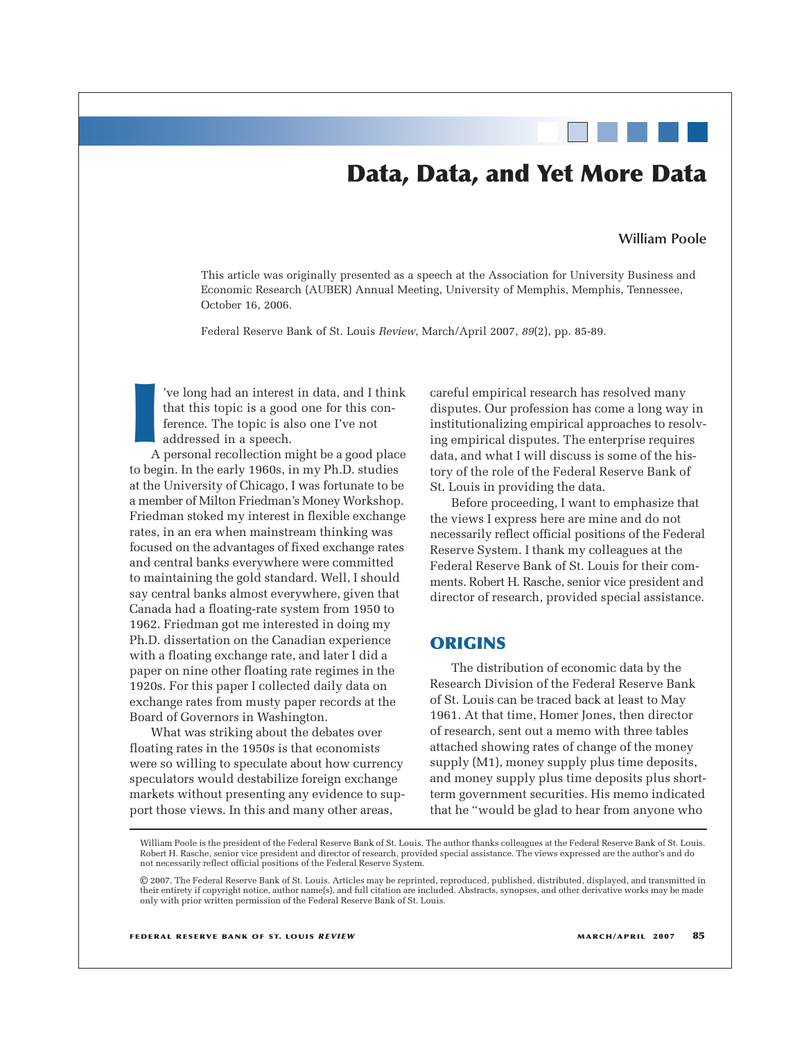# Data, Data, and Yet More Data

**William Poole**

This article was originally presented as a speech at the Association for University Business and Economic Research (AUBER) Annual Meeting, University of Memphis, Memphis, Tennessee, October 16, 2006.

Federal Reserve Bank of St. Louis *Review*, March/April 2007, *89*(2), pp. 85-89.

I've long had an interest in data, and I think that this topic is a good one for this conference. The topic is also one I've not addressed in a speech.

A personal recollection might be a good place to begin. In the early 1960s, in my Ph.D. studies at the University of Chicago, I was fortunate to be a member of Milton Friedman's Money Workshop. Friedman stoked my interest in flexible exchange rates, in an era when mainstream thinking was focused on the advantages of fixed exchange rates and central banks everywhere were committed to maintaining the gold standard. Well, I should say central banks almost everywhere, given that Canada had a floating-rate system from 1950 to 1962. Friedman got me interested in doing my Ph.D. dissertation on the Canadian experience with a floating exchange rate, and later I did a paper on nine other floating rate regimes in the 1920s. For this paper I collected daily data on exchange rates from musty paper records at the Board of Governors in Washington.

What was striking about the debates over floating rates in the 1950s is that economists were so willing to speculate about how currency speculators would destabilize foreign exchange markets without presenting any evidence to support those views. In this and many other areas, careful empirical research has resolved many disputes. Our profession has come a long way in institutionalizing empirical approaches to resolving empirical disputes. The enterprise requires data, and what I will discuss is some of the history of the role of the Federal Reserve Bank of St. Louis in providing the data.

Before proceeding, I want to emphasize that the views I express here are mine and do not necessarily reflect official positions of the Federal Reserve System. I thank my colleagues at the Federal Reserve Bank of St. Louis for their comments. Robert H. Rasche, senior vice president and director of research, provided special assistance.

## ORIGINS

The distribution of economic data by the Research Division of the Federal Reserve Bank of St. Louis can be traced back at least to May 1961. At that time, Homer Jones, then director of research, sent out a memo with three tables attached showing rates of change of the money supply (M1), money supply plus time deposits, and money supply plus time deposits plus short-term government securities. His memo indicated that he "would be glad to hear from anyone who

William Poole is the president of the Federal Reserve Bank of St. Louis. The author thanks colleagues at the Federal Reserve Bank of St. Louis. Robert H. Rasche, senior vice president and director of research, provided special assistance. The views expressed are the author's and do not necessarily reflect official positions of the Federal Reserve System.

© 2007, The Federal Reserve Bank of St. Louis. Articles may be reprinted, reproduced, published, distributed, displayed, and transmitted in their entirety if copyright notice, author name(s), and full citation are included. Abstracts, synopses, and other derivative works may be made only with prior written permission of the Federal Reserve Bank of St. Louis.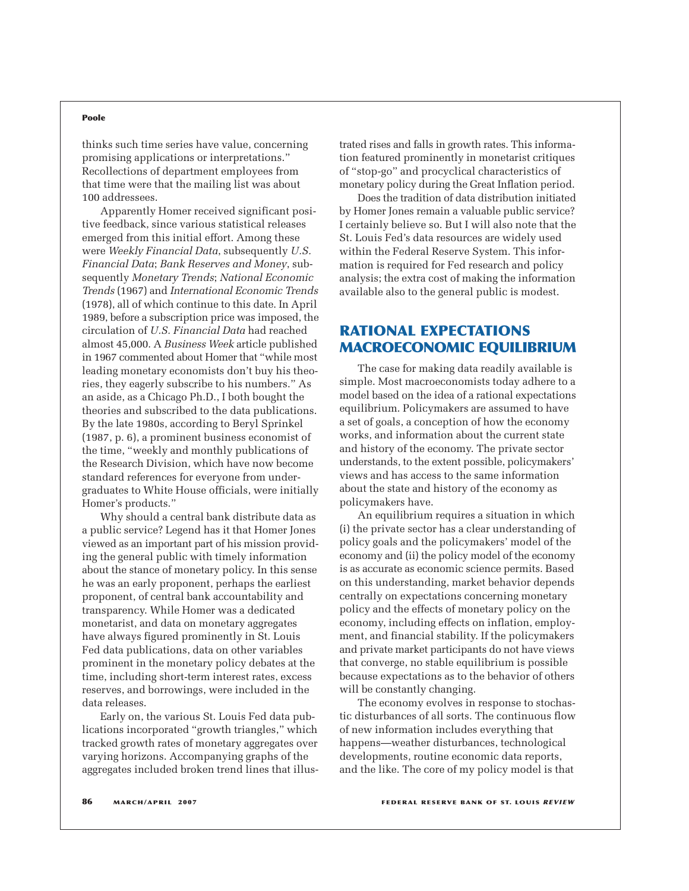thinks such time series have value, concerning promising applications or interpretations." Recollections of department employees from that time were that the mailing list was about 100 addressees.

Apparently Homer received significant positive feedback, since various statistical releases emerged from this initial effort. Among these were *Weekly Financial Data*, subsequently *U.S. Financial Data*; *Bank Reserves and Money*, subsequently *Monetary Trends*; *National Economic Trends* (1967) and *International Economic Trends* (1978), all of which continue to this date. In April 1989, before a subscription price was imposed, the circulation of *U.S. Financial Data* had reached almost 45,000. A *Business Week* article published in 1967 commented about Homer that "while most leading monetary economists don't buy his theories, they eagerly subscribe to his numbers." As an aside, as a Chicago Ph.D., I both bought the theories and subscribed to the data publications. By the late 1980s, according to Beryl Sprinkel (1987, p. 6), a prominent business economist of the time, "weekly and monthly publications of the Research Division, which have now become standard references for everyone from undergraduates to White House officials, were initially Homer's products."

Why should a central bank distribute data as a public service? Legend has it that Homer Jones viewed as an important part of his mission providing the general public with timely information about the stance of monetary policy. In this sense he was an early proponent, perhaps the earliest proponent, of central bank accountability and transparency. While Homer was a dedicated monetarist, and data on monetary aggregates have always figured prominently in St. Louis Fed data publications, data on other variables prominent in the monetary policy debates at the time, including short-term interest rates, excess reserves, and borrowings, were included in the data releases.

Early on, the various St. Louis Fed data publications incorporated "growth triangles," which tracked growth rates of monetary aggregates over varying horizons. Accompanying graphs of the aggregates included broken trend lines that illustrated rises and falls in growth rates. This information featured prominently in monetarist critiques of "stop-go" and procyclical characteristics of monetary policy during the Great Inflation period.

Does the tradition of data distribution initiated by Homer Jones remain a valuable public service? I certainly believe so. But I will also note that the St. Louis Fed's data resources are widely used within the Federal Reserve System. This information is required for Fed research and policy analysis; the extra cost of making the information available also to the general public is modest.

## RATIONAL EXPECTATIONS MACROECONOMIC EQUILIBRIUM

The case for making data readily available is simple. Most macroeconomists today adhere to a model based on the idea of a rational expectations equilibrium. Policymakers are assumed to have a set of goals, a conception of how the economy works, and information about the current state and history of the economy. The private sector understands, to the extent possible, policymakers' views and has access to the same information about the state and history of the economy as policymakers have.

An equilibrium requires a situation in which (i) the private sector has a clear understanding of policy goals and the policymakers' model of the economy and (ii) the policy model of the economy is as accurate as economic science permits. Based on this understanding, market behavior depends centrally on expectations concerning monetary policy and the effects of monetary policy on the economy, including effects on inflation, employment, and financial stability. If the policymakers and private market participants do not have views that converge, no stable equilibrium is possible because expectations as to the behavior of others will be constantly changing.

The economy evolves in response to stochastic disturbances of all sorts. The continuous flow of new information includes everything that happens—weather disturbances, technological developments, routine economic data reports, and the like. The core of my policy model is that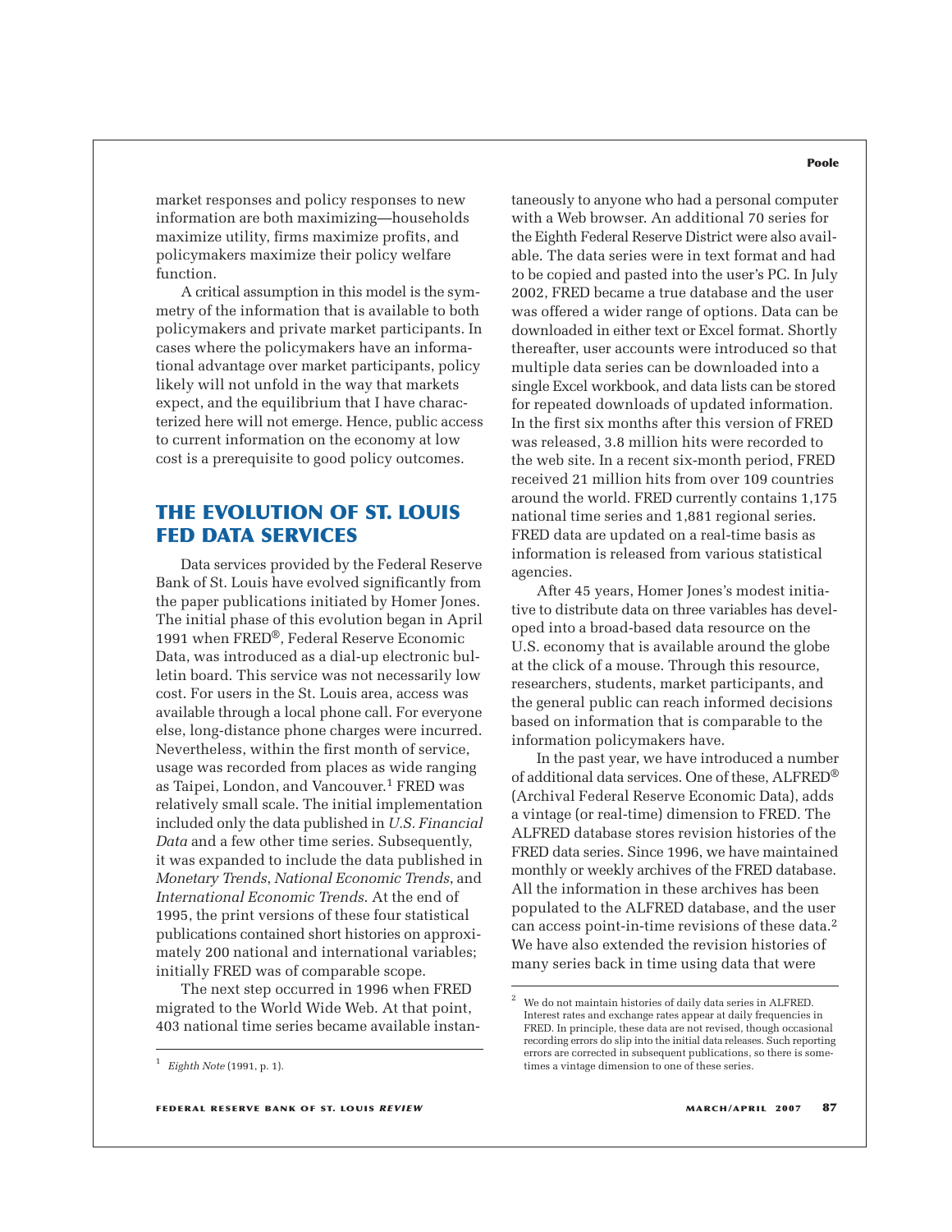market responses and policy responses to new information are both maximizing—households maximize utility, firms maximize profits, and policymakers maximize their policy welfare function.

A critical assumption in this model is the symmetry of the information that is available to both policymakers and private market participants. In cases where the policymakers have an informational advantage over market participants, policy likely will not unfold in the way that markets expect, and the equilibrium that I have characterized here will not emerge. Hence, public access to current information on the economy at low cost is a prerequisite to good policy outcomes.

## THE EVOLUTION OF ST. LOUIS FED DATA SERVICES

Data services provided by the Federal Reserve Bank of St. Louis have evolved significantly from the paper publications initiated by Homer Jones. The initial phase of this evolution began in April 1991 when FRED®, Federal Reserve Economic Data, was introduced as a dial-up electronic bulletin board. This service was not necessarily low cost. For users in the St. Louis area, access was available through a local phone call. For everyone else, long-distance phone charges were incurred. Nevertheless, within the first month of service, usage was recorded from places as wide ranging as Taipei, London, and Vancouver.[1] FRED was relatively small scale. The initial implementation included only the data published in *U.S. Financial Data* and a few other time series. Subsequently, it was expanded to include the data published in *Monetary Trends*, *National Economic Trends*, and *International Economic Trends*. At the end of 1995, the print versions of these four statistical publications contained short histories on approximately 200 national and international variables; initially FRED was of comparable scope.

The next step occurred in 1996 when FRED migrated to the World Wide Web. At that point, 403 national time series became available instantaneously to anyone who had a personal computer with a Web browser. An additional 70 series for the Eighth Federal Reserve District were also available. The data series were in text format and had to be copied and pasted into the user's PC. In July 2002, FRED became a true database and the user was offered a wider range of options. Data can be downloaded in either text or Excel format. Shortly thereafter, user accounts were introduced so that multiple data series can be downloaded into a single Excel workbook, and data lists can be stored for repeated downloads of updated information. In the first six months after this version of FRED was released, 3.8 million hits were recorded to the web site. In a recent six-month period, FRED received 21 million hits from over 109 countries around the world. FRED currently contains 1,175 national time series and 1,881 regional series. FRED data are updated on a real-time basis as information is released from various statistical agencies.

After 45 years, Homer Jones's modest initiative to distribute data on three variables has developed into a broad-based data resource on the U.S. economy that is available around the globe at the click of a mouse. Through this resource, researchers, students, market participants, and the general public can reach informed decisions based on information that is comparable to the information policymakers have.

In the past year, we have introduced a number of additional data services. One of these, ALFRED® (Archival Federal Reserve Economic Data), adds a vintage (or real-time) dimension to FRED. The ALFRED database stores revision histories of the FRED data series. Since 1996, we have maintained monthly or weekly archives of the FRED database. All the information in these archives has been populated to the ALFRED database, and the user can access point-in-time revisions of these data.[2] We have also extended the revision histories of many series back in time using data that were

---

[1] *Eighth Note* (1991, p. 1).

[2] We do not maintain histories of daily data series in ALFRED. Interest rates and exchange rates appear at daily frequencies in FRED. In principle, these data are not revised, though occasional recording errors do slip into the initial data releases. Such reporting errors are corrected in subsequent publications, so there is sometimes a vintage dimension to one of these series.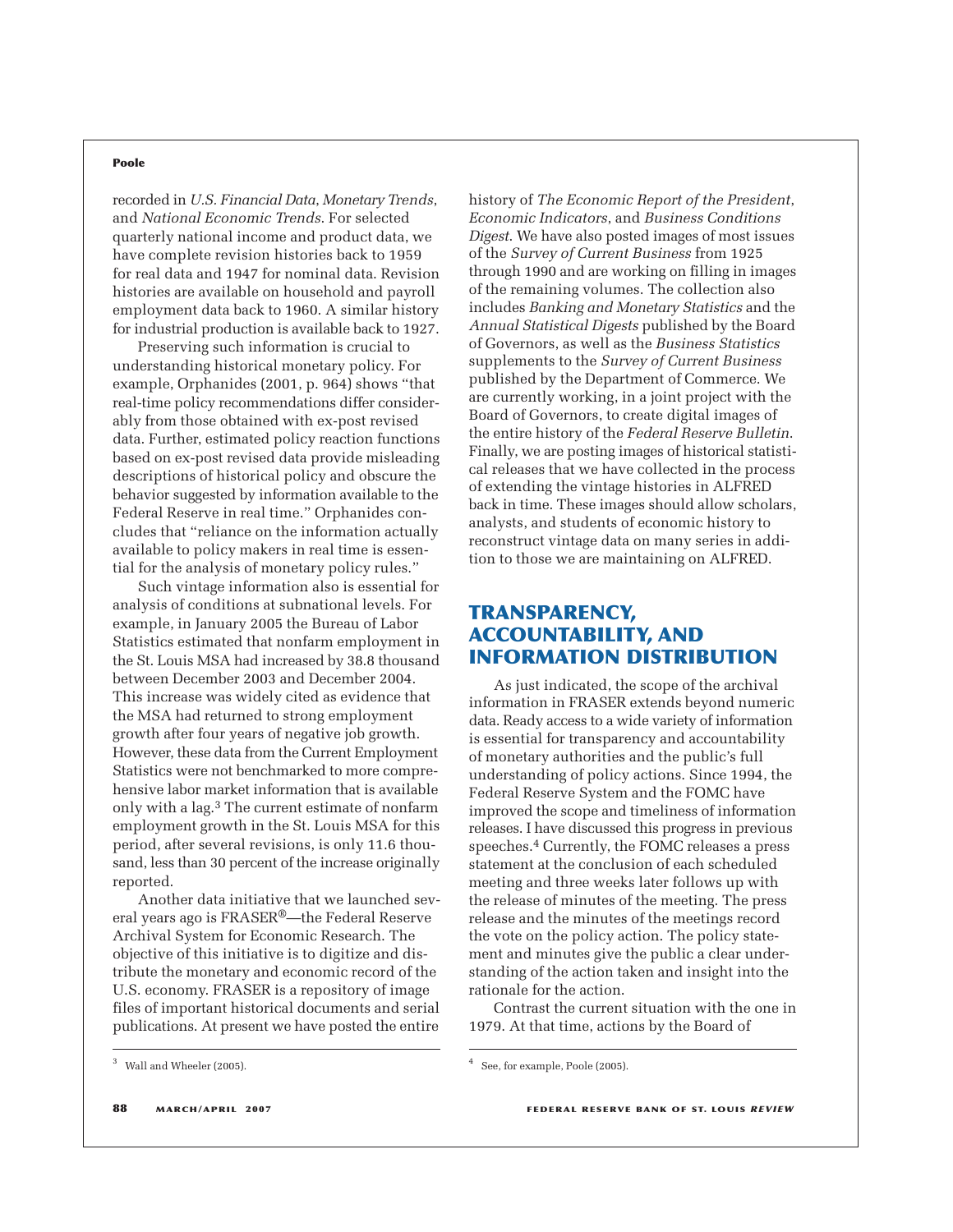recorded in *U.S. Financial Data*, *Monetary Trends*, and *National Economic Trends*. For selected quarterly national income and product data, we have complete revision histories back to 1959 for real data and 1947 for nominal data. Revision histories are available on household and payroll employment data back to 1960. A similar history for industrial production is available back to 1927.

Preserving such information is crucial to understanding historical monetary policy. For example, Orphanides (2001, p. 964) shows "that real-time policy recommendations differ considerably from those obtained with ex-post revised data. Further, estimated policy reaction functions based on ex-post revised data provide misleading descriptions of historical policy and obscure the behavior suggested by information available to the Federal Reserve in real time." Orphanides concludes that "reliance on the information actually available to policy makers in real time is essential for the analysis of monetary policy rules."

Such vintage information also is essential for analysis of conditions at subnational levels. For example, in January 2005 the Bureau of Labor Statistics estimated that nonfarm employment in the St. Louis MSA had increased by 38.8 thousand between December 2003 and December 2004. This increase was widely cited as evidence that the MSA had returned to strong employment growth after four years of negative job growth. However, these data from the Current Employment Statistics were not benchmarked to more comprehensive labor market information that is available only with a lag.[3] The current estimate of nonfarm employment growth in the St. Louis MSA for this period, after several revisions, is only 11.6 thousand, less than 30 percent of the increase originally reported.

Another data initiative that we launched several years ago is FRASER®—the Federal Reserve Archival System for Economic Research. The objective of this initiative is to digitize and distribute the monetary and economic record of the U.S. economy. FRASER is a repository of image files of important historical documents and serial publications. At present we have posted the entire history of *The Economic Report of the President*, *Economic Indicators*, and *Business Conditions Digest*. We have also posted images of most issues of the *Survey of Current Business* from 1925 through 1990 and are working on filling in images of the remaining volumes. The collection also includes *Banking and Monetary Statistics* and the *Annual Statistical Digests* published by the Board of Governors, as well as the *Business Statistics* supplements to the *Survey of Current Business* published by the Department of Commerce. We are currently working, in a joint project with the Board of Governors, to create digital images of the entire history of the *Federal Reserve Bulletin*. Finally, we are posting images of historical statistical releases that we have collected in the process of extending the vintage histories in ALFRED back in time. These images should allow scholars, analysts, and students of economic history to reconstruct vintage data on many series in addition to those we are maintaining on ALFRED.

## TRANSPARENCY, ACCOUNTABILITY, AND INFORMATION DISTRIBUTION

As just indicated, the scope of the archival information in FRASER extends beyond numeric data. Ready access to a wide variety of information is essential for transparency and accountability of monetary authorities and the public's full understanding of policy actions. Since 1994, the Federal Reserve System and the FOMC have improved the scope and timeliness of information releases. I have discussed this progress in previous speeches.[4] Currently, the FOMC releases a press statement at the conclusion of each scheduled meeting and three weeks later follows up with the release of minutes of the meeting. The press release and the minutes of the meetings record the vote on the policy action. The policy statement and minutes give the public a clear understanding of the action taken and insight into the rationale for the action.

Contrast the current situation with the one in 1979. At that time, actions by the Board of

---

[3] Wall and Wheeler (2005).

[4] See, for example, Poole (2005).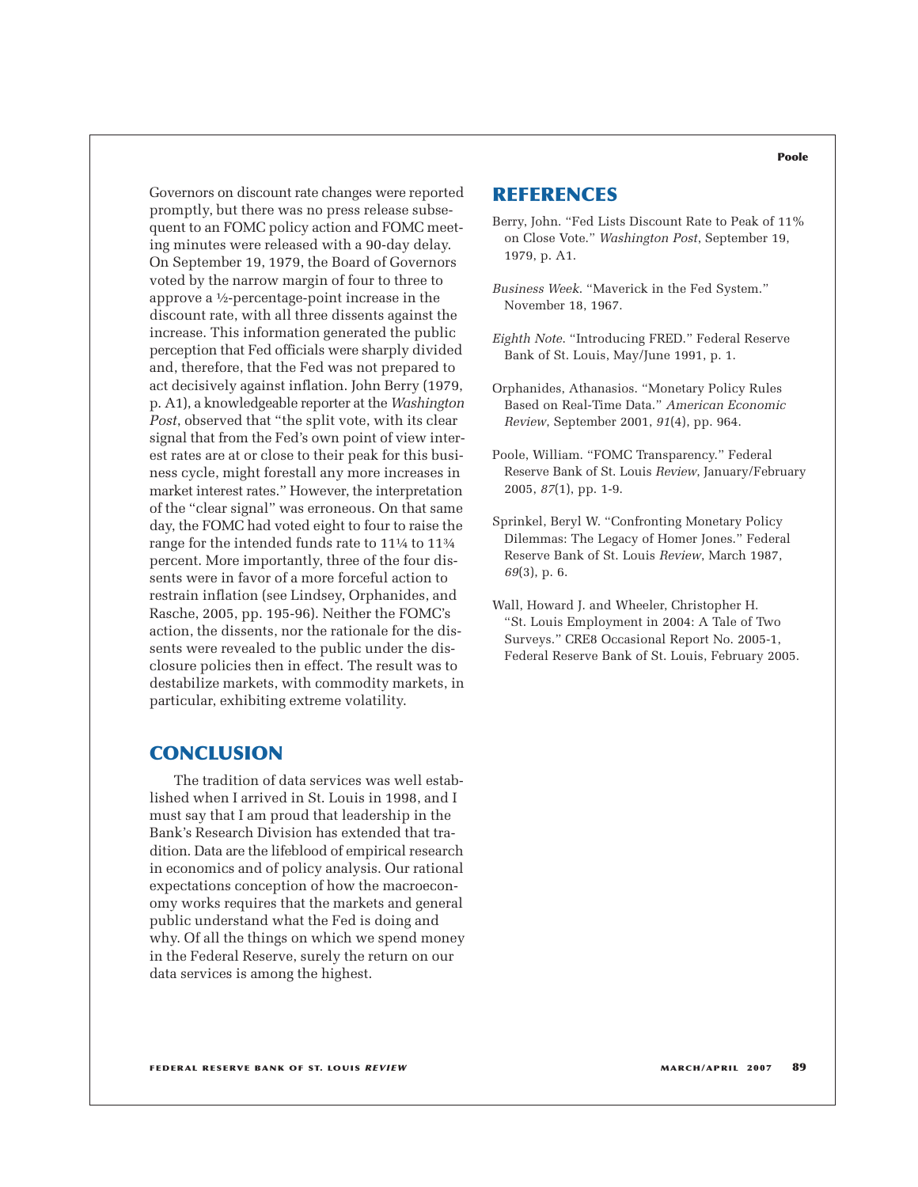Governors on discount rate changes were reported promptly, but there was no press release subsequent to an FOMC policy action and FOMC meeting minutes were released with a 90-day delay. On September 19, 1979, the Board of Governors voted by the narrow margin of four to three to approve a ½-percentage-point increase in the discount rate, with all three dissents against the increase. This information generated the public perception that Fed officials were sharply divided and, therefore, that the Fed was not prepared to act decisively against inflation. John Berry (1979, p. A1), a knowledgeable reporter at the *Washington Post*, observed that "the split vote, with its clear signal that from the Fed's own point of view interest rates are at or close to their peak for this business cycle, might forestall any more increases in market interest rates." However, the interpretation of the "clear signal" was erroneous. On that same day, the FOMC had voted eight to four to raise the range for the intended funds rate to 11¼ to 11¾ percent. More importantly, three of the four dissents were in favor of a more forceful action to restrain inflation (see Lindsey, Orphanides, and Rasche, 2005, pp. 195-96). Neither the FOMC's action, the dissents, nor the rationale for the dissents were revealed to the public under the disclosure policies then in effect. The result was to destabilize markets, with commodity markets, in particular, exhibiting extreme volatility.

## CONCLUSION

The tradition of data services was well established when I arrived in St. Louis in 1998, and I must say that I am proud that leadership in the Bank's Research Division has extended that tradition. Data are the lifeblood of empirical research in economics and of policy analysis. Our rational expectations conception of how the macroeconomy works requires that the markets and general public understand what the Fed is doing and why. Of all the things on which we spend money in the Federal Reserve, surely the return on our data services is among the highest.

## REFERENCES

Berry, John. "Fed Lists Discount Rate to Peak of 11% on Close Vote." *Washington Post*, September 19, 1979, p. A1.

*Business Week*. "Maverick in the Fed System." November 18, 1967.

*Eighth Note*. "Introducing FRED." Federal Reserve Bank of St. Louis, May/June 1991, p. 1.

Orphanides, Athanasios. "Monetary Policy Rules Based on Real-Time Data." *American Economic Review*, September 2001, *91*(4), pp. 964.

Poole, William. "FOMC Transparency." Federal Reserve Bank of St. Louis *Review*, January/February 2005, *87*(1), pp. 1-9.

Sprinkel, Beryl W. "Confronting Monetary Policy Dilemmas: The Legacy of Homer Jones." Federal Reserve Bank of St. Louis *Review*, March 1987, *69*(3), p. 6.

Wall, Howard J. and Wheeler, Christopher H. "St. Louis Employment in 2004: A Tale of Two Surveys." CRE8 Occasional Report No. 2005-1, Federal Reserve Bank of St. Louis, February 2005.